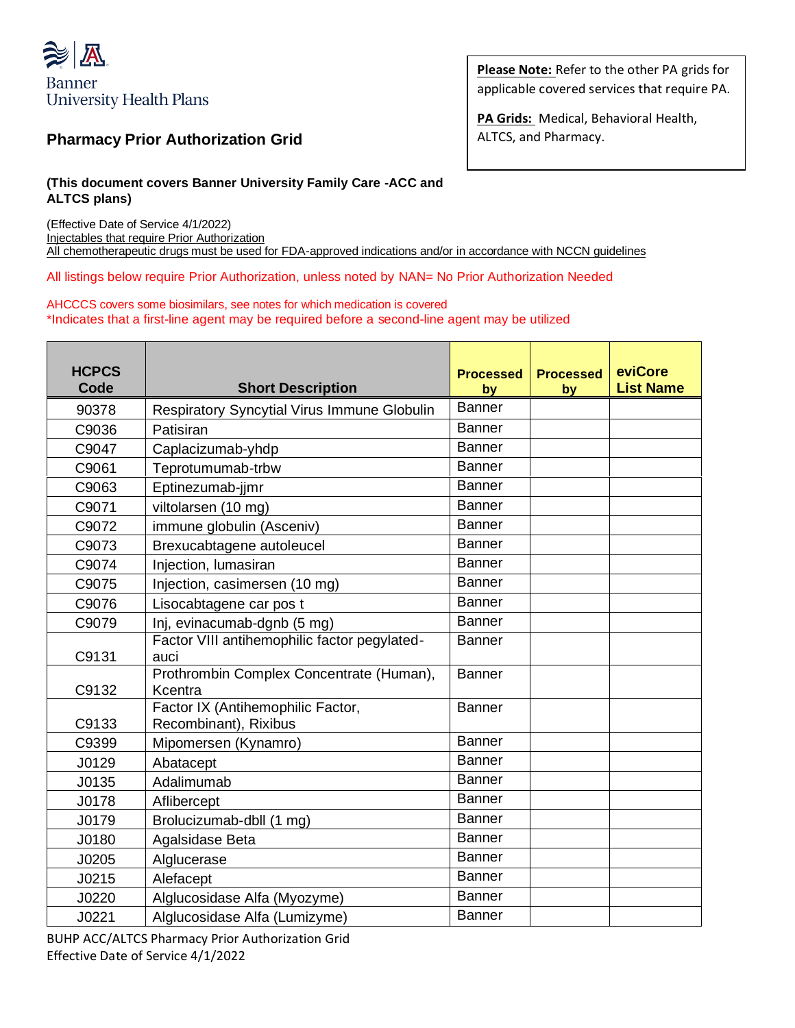Banner University Health Plans

**Please Note:** Refer to the other PA grids for applicable covered services that require PA.

**PA Grids:** Medical, Behavioral Health, ALTCS, and Pharmacy.

## Pharmacy Prior Authorization Grid

**(This document covers Banner University Family Care -ACC and ALTCS plans)**

(Effective Date of Service 4/1/2022)
Injectables that require Prior Authorization
All chemotherapeutic drugs must be used for FDA-approved indications and/or in accordance with NCCN guidelines

All listings below require Prior Authorization, unless noted by NAN= No Prior Authorization Needed

AHCCCS covers some biosimilars, see notes for which medication is covered
*Indicates that a first-line agent may be required before a second-line agent may be utilized

| HCPCS Code | Short Description | Processed by | Processed by | eviCore List Name |
|---|---|---|---|---|
| 90378 | Respiratory Syncytial Virus Immune Globulin | Banner | | |
| C9036 | Patisiran | Banner | | |
| C9047 | Caplacizumab-yhdp | Banner | | |
| C9061 | Teprotumumab-trbw | Banner | | |
| C9063 | Eptinezumab-jjmr | Banner | | |
| C9071 | viltolarsen (10 mg) | Banner | | |
| C9072 | immune globulin (Asceniv) | Banner | | |
| C9073 | Brexucabtagene autoleucel | Banner | | |
| C9074 | Injection, lumasiran | Banner | | |
| C9075 | Injection, casimersen (10 mg) | Banner | | |
| C9076 | Lisocabtagene car pos t | Banner | | |
| C9079 | Inj, evinacumab-dgnb (5 mg) | Banner | | |
| C9131 | Factor VIII antihemophilic factor pegylated-auci | Banner | | |
| C9132 | Prothrombin Complex Concentrate (Human), Kcentra | Banner | | |
| C9133 | Factor IX (Antihemophilic Factor, Recombinant), Rixibus | Banner | | |
| C9399 | Mipomersen (Kynamro) | Banner | | |
| J0129 | Abatacept | Banner | | |
| J0135 | Adalimumab | Banner | | |
| J0178 | Aflibercept | Banner | | |
| J0179 | Brolucizumab-dbll (1 mg) | Banner | | |
| J0180 | Agalsidase Beta | Banner | | |
| J0205 | Alglucerase | Banner | | |
| J0215 | Alefacept | Banner | | |
| J0220 | Alglucosidase Alfa (Myozyme) | Banner | | |
| J0221 | Alglucosidase Alfa (Lumizyme) | Banner | | |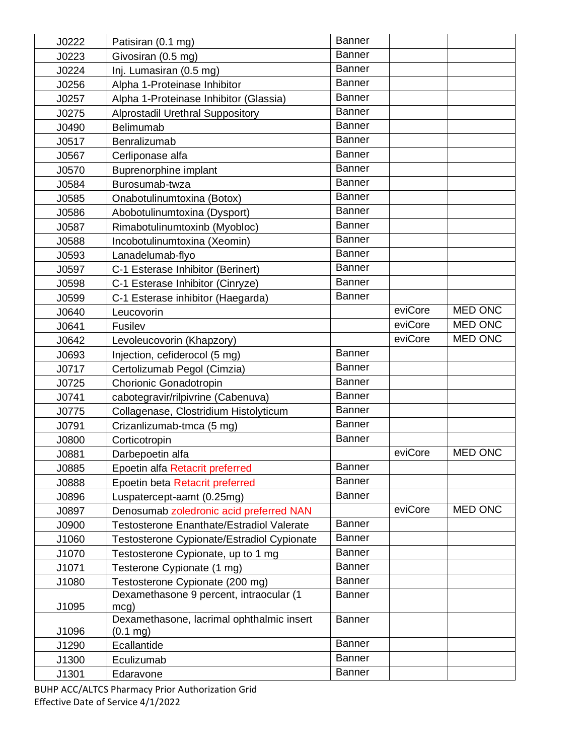| | | | | |
|---|---|---|---|---|
| J0222 | Patisiran (0.1 mg) | Banner | | |
| J0223 | Givosiran (0.5 mg) | Banner | | |
| J0224 | Inj. Lumasiran (0.5 mg) | Banner | | |
| J0256 | Alpha 1-Proteinase Inhibitor | Banner | | |
| J0257 | Alpha 1-Proteinase Inhibitor (Glassia) | Banner | | |
| J0275 | Alprostadil Urethral Suppository | Banner | | |
| J0490 | Belimumab | Banner | | |
| J0517 | Benralizumab | Banner | | |
| J0567 | Cerliponase alfa | Banner | | |
| J0570 | Buprenorphine implant | Banner | | |
| J0584 | Burosumab-twza | Banner | | |
| J0585 | Onabotulinumtoxina (Botox) | Banner | | |
| J0586 | Abobotulinumtoxina (Dysport) | Banner | | |
| J0587 | Rimabotulinumtoxinb (Myobloc) | Banner | | |
| J0588 | Incobotulinumtoxina (Xeomin) | Banner | | |
| J0593 | Lanadelumab-flyo | Banner | | |
| J0597 | C-1 Esterase Inhibitor (Berinert) | Banner | | |
| J0598 | C-1 Esterase Inhibitor (Cinryze) | Banner | | |
| J0599 | C-1 Esterase inhibitor (Haegarda) | Banner | | |
| J0640 | Leucovorin | | eviCore | MED ONC |
| J0641 | Fusilev | | eviCore | MED ONC |
| J0642 | Levoleucovorin (Khapzory) | | eviCore | MED ONC |
| J0693 | Injection, cefiderocol (5 mg) | Banner | | |
| J0717 | Certolizumab Pegol (Cimzia) | Banner | | |
| J0725 | Chorionic Gonadotropin | Banner | | |
| J0741 | cabotegravir/rilpivrine (Cabenuva) | Banner | | |
| J0775 | Collagenase, Clostridium Histolyticum | Banner | | |
| J0791 | Crizanlizumab-tmca (5 mg) | Banner | | |
| J0800 | Corticotropin | Banner | | |
| J0881 | Darbepoetin alfa | | eviCore | MED ONC |
| J0885 | Epoetin alfa Retacrit preferred | Banner | | |
| J0888 | Epoetin beta Retacrit preferred | Banner | | |
| J0896 | Luspatercept-aamt (0.25mg) | Banner | | |
| J0897 | Denosumab zoledronic acid preferred NAN | | eviCore | MED ONC |
| J0900 | Testosterone Enanthate/Estradiol Valerate | Banner | | |
| J1060 | Testosterone Cypionate/Estradiol Cypionate | Banner | | |
| J1070 | Testosterone Cypionate, up to 1 mg | Banner | | |
| J1071 | Testerone Cypionate (1 mg) | Banner | | |
| J1080 | Testosterone Cypionate (200 mg) | Banner | | |
| J1095 | Dexamethasone 9 percent, intraocular (1 mcg) | Banner | | |
| J1096 | Dexamethasone, lacrimal ophthalmic insert (0.1 mg) | Banner | | |
| J1290 | Ecallantide | Banner | | |
| J1300 | Eculizumab | Banner | | |
| J1301 | Edaravone | Banner | | |

BUHP ACC/ALTCS Pharmacy Prior Authorization Grid
Effective Date of Service 4/1/2022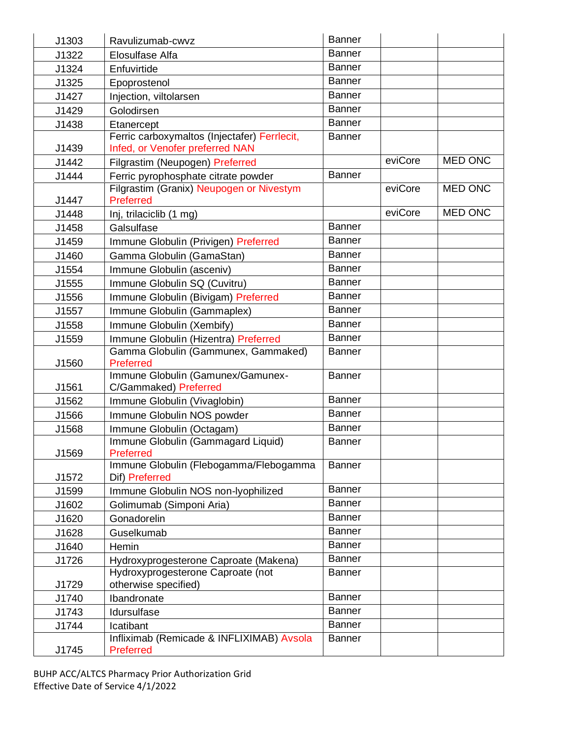| | | | | |
|---|---|---|---|---|
| J1303 | Ravulizumab-cwvz | Banner | | |
| J1322 | Elosulfase Alfa | Banner | | |
| J1324 | Enfuvirtide | Banner | | |
| J1325 | Epoprostenol | Banner | | |
| J1427 | Injection, viltolarsen | Banner | | |
| J1429 | Golodirsen | Banner | | |
| J1438 | Etanercept | Banner | | |
| J1439 | Ferric carboxymaltos (Injectafer) Ferrlecit, Infed, or Venofer preferred NAN | Banner | | |
| J1442 | Filgrastim (Neupogen) Preferred | | eviCore | MED ONC |
| J1444 | Ferric pyrophosphate citrate powder | Banner | | |
| J1447 | Filgrastim (Granix) Neupogen or Nivestym Preferred | | eviCore | MED ONC |
| J1448 | Inj, trilaciclib (1 mg) | | eviCore | MED ONC |
| J1458 | Galsulfase | Banner | | |
| J1459 | Immune Globulin (Privigen) Preferred | Banner | | |
| J1460 | Gamma Globulin (GamaStan) | Banner | | |
| J1554 | Immune Globulin (asceniv) | Banner | | |
| J1555 | Immune Globulin SQ (Cuvitru) | Banner | | |
| J1556 | Immune Globulin (Bivigam) Preferred | Banner | | |
| J1557 | Immune Globulin (Gammaplex) | Banner | | |
| J1558 | Immune Globulin (Xembify) | Banner | | |
| J1559 | Immune Globulin (Hizentra) Preferred | Banner | | |
| J1560 | Gamma Globulin (Gammunex, Gammaked) Preferred | Banner | | |
| J1561 | Immune Globulin (Gamunex/Gamunex-C/Gammaked) Preferred | Banner | | |
| J1562 | Immune Globulin (Vivaglobin) | Banner | | |
| J1566 | Immune Globulin NOS powder | Banner | | |
| J1568 | Immune Globulin (Octagam) | Banner | | |
| J1569 | Immune Globulin (Gammagard Liquid) Preferred | Banner | | |
| J1572 | Immune Globulin (Flebogamma/Flebogamma Dif) Preferred | Banner | | |
| J1599 | Immune Globulin NOS non-lyophilized | Banner | | |
| J1602 | Golimumab (Simponi Aria) | Banner | | |
| J1620 | Gonadorelin | Banner | | |
| J1628 | Guselkumab | Banner | | |
| J1640 | Hemin | Banner | | |
| J1726 | Hydroxyprogesterone Caproate (Makena) | Banner | | |
| J1729 | Hydroxyprogesterone Caproate (not otherwise specified) | Banner | | |
| J1740 | Ibandronate | Banner | | |
| J1743 | Idursulfase | Banner | | |
| J1744 | Icatibant | Banner | | |
| J1745 | Infliximab (Remicade & INFLIXIMAB) Avsola Preferred | Banner | | |

BUHP ACC/ALTCS Pharmacy Prior Authorization Grid
Effective Date of Service 4/1/2022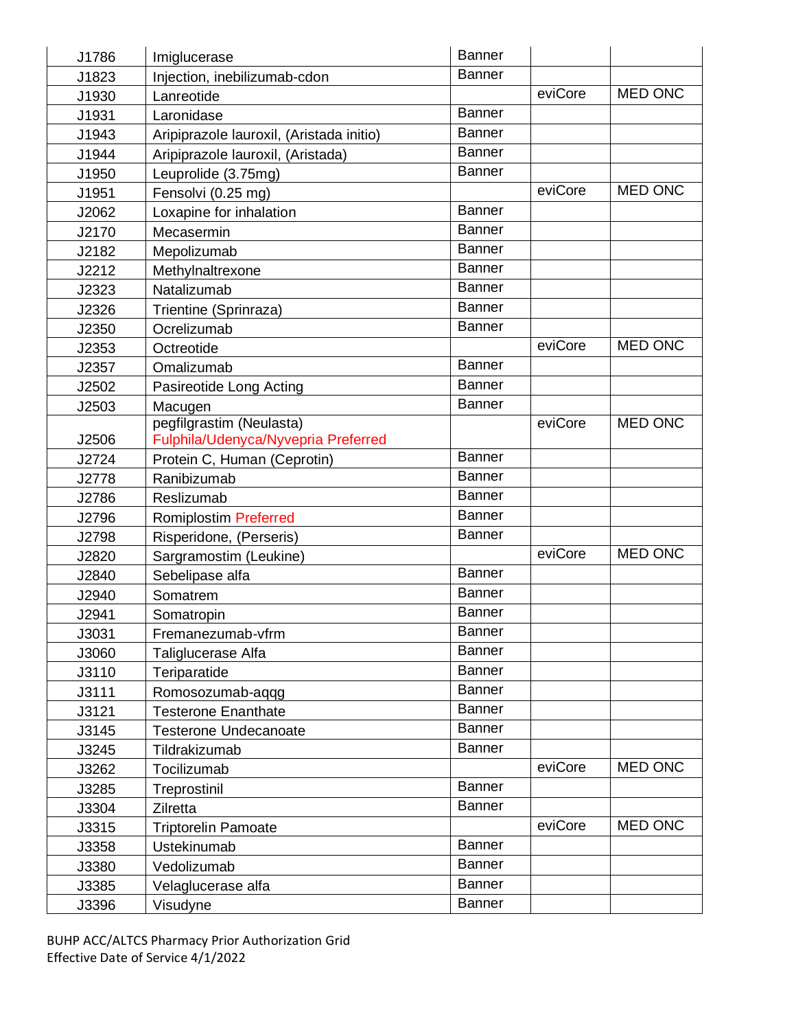| | | | | |
|---|---|---|---|---|
| J1786 | Imiglucerase | Banner | | |
| J1823 | Injection, inebilizumab-cdon | Banner | | |
| J1930 | Lanreotide | | eviCore | MED ONC |
| J1931 | Laronidase | Banner | | |
| J1943 | Aripiprazole lauroxil, (Aristada initio) | Banner | | |
| J1944 | Aripiprazole lauroxil, (Aristada) | Banner | | |
| J1950 | Leuprolide (3.75mg) | Banner | | |
| J1951 | Fensolvi (0.25 mg) | | eviCore | MED ONC |
| J2062 | Loxapine for inhalation | Banner | | |
| J2170 | Mecasermin | Banner | | |
| J2182 | Mepolizumab | Banner | | |
| J2212 | Methylnaltrexone | Banner | | |
| J2323 | Natalizumab | Banner | | |
| J2326 | Trientine (Sprinraza) | Banner | | |
| J2350 | Ocrelizumab | Banner | | |
| J2353 | Octreotide | | eviCore | MED ONC |
| J2357 | Omalizumab | Banner | | |
| J2502 | Pasireotide Long Acting | Banner | | |
| J2503 | Macugen | Banner | | |
| J2506 | pegfilgrastim (Neulasta) Fulphila/Udenyca/Nyvepria Preferred | | eviCore | MED ONC |
| J2724 | Protein C, Human (Ceprotin) | Banner | | |
| J2778 | Ranibizumab | Banner | | |
| J2786 | Reslizumab | Banner | | |
| J2796 | Romiplostim Preferred | Banner | | |
| J2798 | Risperidone, (Perseris) | Banner | | |
| J2820 | Sargramostim (Leukine) | | eviCore | MED ONC |
| J2840 | Sebelipase alfa | Banner | | |
| J2940 | Somatrem | Banner | | |
| J2941 | Somatropin | Banner | | |
| J3031 | Fremanezumab-vfrm | Banner | | |
| J3060 | Taliglucerase Alfa | Banner | | |
| J3110 | Teriparatide | Banner | | |
| J3111 | Romosozumab-aqqg | Banner | | |
| J3121 | Testerone Enanthate | Banner | | |
| J3145 | Testerone Undecanoate | Banner | | |
| J3245 | Tildrakizumab | Banner | | |
| J3262 | Tocilizumab | | eviCore | MED ONC |
| J3285 | Treprostinil | Banner | | |
| J3304 | Zilretta | Banner | | |
| J3315 | Triptorelin Pamoate | | eviCore | MED ONC |
| J3358 | Ustekinumab | Banner | | |
| J3380 | Vedolizumab | Banner | | |
| J3385 | Velaglucerase alfa | Banner | | |
| J3396 | Visudyne | Banner | | |

BUHP ACC/ALTCS Pharmacy Prior Authorization Grid
Effective Date of Service 4/1/2022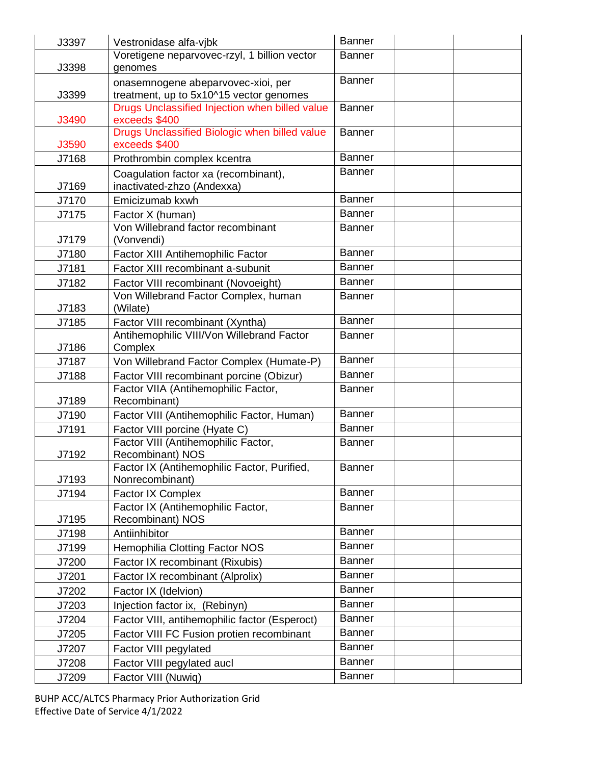| | | | | |
|---|---|---|---|---|
| J3397 | Vestronidase alfa-vjbk | Banner | | |
| J3398 | Voretigene neparvovec-rzyl, 1 billion vector genomes | Banner | | |
| J3399 | onasemnogene abeparvovec-xioi, per treatment, up to 5x10^15 vector genomes | Banner | | |
| J3490 | Drugs Unclassified Injection when billed value exceeds $400 | Banner | | |
| J3590 | Drugs Unclassified Biologic when billed value exceeds $400 | Banner | | |
| J7168 | Prothrombin complex kcentra | Banner | | |
| J7169 | Coagulation factor xa (recombinant), inactivated-zhzo (Andexxa) | Banner | | |
| J7170 | Emicizumab kxwh | Banner | | |
| J7175 | Factor X (human) | Banner | | |
| J7179 | Von Willebrand factor recombinant (Vonvendi) | Banner | | |
| J7180 | Factor XIII Antihemophilic Factor | Banner | | |
| J7181 | Factor XIII recombinant a-subunit | Banner | | |
| J7182 | Factor VIII recombinant (Novoeight) | Banner | | |
| J7183 | Von Willebrand Factor Complex, human (Wilate) | Banner | | |
| J7185 | Factor VIII recombinant (Xyntha) | Banner | | |
| J7186 | Antihemophilic VIII/Von Willebrand Factor Complex | Banner | | |
| J7187 | Von Willebrand Factor Complex (Humate-P) | Banner | | |
| J7188 | Factor VIII recombinant porcine (Obizur) | Banner | | |
| J7189 | Factor VIIA (Antihemophilic Factor, Recombinant) | Banner | | |
| J7190 | Factor VIII (Antihemophilic Factor, Human) | Banner | | |
| J7191 | Factor VIII porcine (Hyate C) | Banner | | |
| J7192 | Factor VIII (Antihemophilic Factor, Recombinant) NOS | Banner | | |
| J7193 | Factor IX (Antihemophilic Factor, Purified, Nonrecombinant) | Banner | | |
| J7194 | Factor IX Complex | Banner | | |
| J7195 | Factor IX (Antihemophilic Factor, Recombinant) NOS | Banner | | |
| J7198 | Antiinhibitor | Banner | | |
| J7199 | Hemophilia Clotting Factor NOS | Banner | | |
| J7200 | Factor IX recombinant (Rixubis) | Banner | | |
| J7201 | Factor IX recombinant (Alprolix) | Banner | | |
| J7202 | Factor IX (Idelvion) | Banner | | |
| J7203 | Injection factor ix, (Rebinyn) | Banner | | |
| J7204 | Factor VIII, antihemophilic factor (Esperoct) | Banner | | |
| J7205 | Factor VIII FC Fusion protien recombinant | Banner | | |
| J7207 | Factor VIII pegylated | Banner | | |
| J7208 | Factor VIII pegylated aucl | Banner | | |
| J7209 | Factor VIII (Nuwiq) | Banner | | |

BUHP ACC/ALTCS Pharmacy Prior Authorization Grid
Effective Date of Service 4/1/2022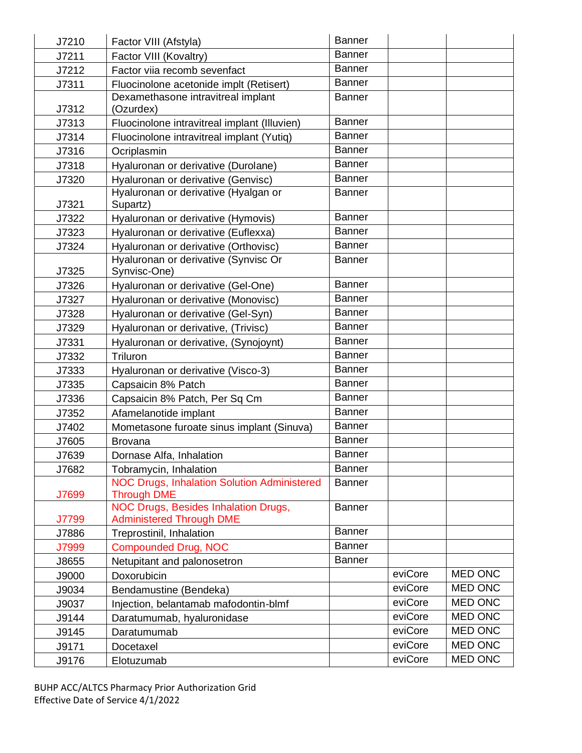| | | | | |
|---|---|---|---|---|
| J7210 | Factor VIII (Afstyla) | Banner | | |
| J7211 | Factor VIII (Kovaltry) | Banner | | |
| J7212 | Factor viia recomb sevenfact | Banner | | |
| J7311 | Fluocinolone acetonide implt (Retisert) | Banner | | |
| J7312 | Dexamethasone intravitreal implant (Ozurdex) | Banner | | |
| J7313 | Fluocinolone intravitreal implant (Illuvien) | Banner | | |
| J7314 | Fluocinolone intravitreal implant (Yutiq) | Banner | | |
| J7316 | Ocriplasmin | Banner | | |
| J7318 | Hyaluronan or derivative (Durolane) | Banner | | |
| J7320 | Hyaluronan or derivative (Genvisc) | Banner | | |
| J7321 | Hyaluronan or derivative (Hyalgan or Supartz) | Banner | | |
| J7322 | Hyaluronan or derivative (Hymovis) | Banner | | |
| J7323 | Hyaluronan or derivative (Euflexxa) | Banner | | |
| J7324 | Hyaluronan or derivative (Orthovisc) | Banner | | |
| J7325 | Hyaluronan or derivative (Synvisc Or Synvisc-One) | Banner | | |
| J7326 | Hyaluronan or derivative (Gel-One) | Banner | | |
| J7327 | Hyaluronan or derivative (Monovisc) | Banner | | |
| J7328 | Hyaluronan or derivative (Gel-Syn) | Banner | | |
| J7329 | Hyaluronan or derivative, (Trivisc) | Banner | | |
| J7331 | Hyaluronan or derivative, (Synojoynt) | Banner | | |
| J7332 | Triluron | Banner | | |
| J7333 | Hyaluronan or derivative (Visco-3) | Banner | | |
| J7335 | Capsaicin 8% Patch | Banner | | |
| J7336 | Capsaicin 8% Patch, Per Sq Cm | Banner | | |
| J7352 | Afamelanotide implant | Banner | | |
| J7402 | Mometasone furoate sinus implant (Sinuva) | Banner | | |
| J7605 | Brovana | Banner | | |
| J7639 | Dornase Alfa, Inhalation | Banner | | |
| J7682 | Tobramycin, Inhalation | Banner | | |
| J7699 | NOC Drugs, Inhalation Solution Administered Through DME | Banner | | |
| J7799 | NOC Drugs, Besides Inhalation Drugs, Administered Through DME | Banner | | |
| J7886 | Treprostinil, Inhalation | Banner | | |
| J7999 | Compounded Drug, NOC | Banner | | |
| J8655 | Netupitant and palonosetron | Banner | | |
| J9000 | Doxorubicin | | eviCore | MED ONC |
| J9034 | Bendamustine (Bendeka) | | eviCore | MED ONC |
| J9037 | Injection, belantamab mafodontin-blmf | | eviCore | MED ONC |
| J9144 | Daratumumab, hyaluronidase | | eviCore | MED ONC |
| J9145 | Daratumumab | | eviCore | MED ONC |
| J9171 | Docetaxel | | eviCore | MED ONC |
| J9176 | Elotuzumab | | eviCore | MED ONC |

BUHP ACC/ALTCS Pharmacy Prior Authorization Grid
Effective Date of Service 4/1/2022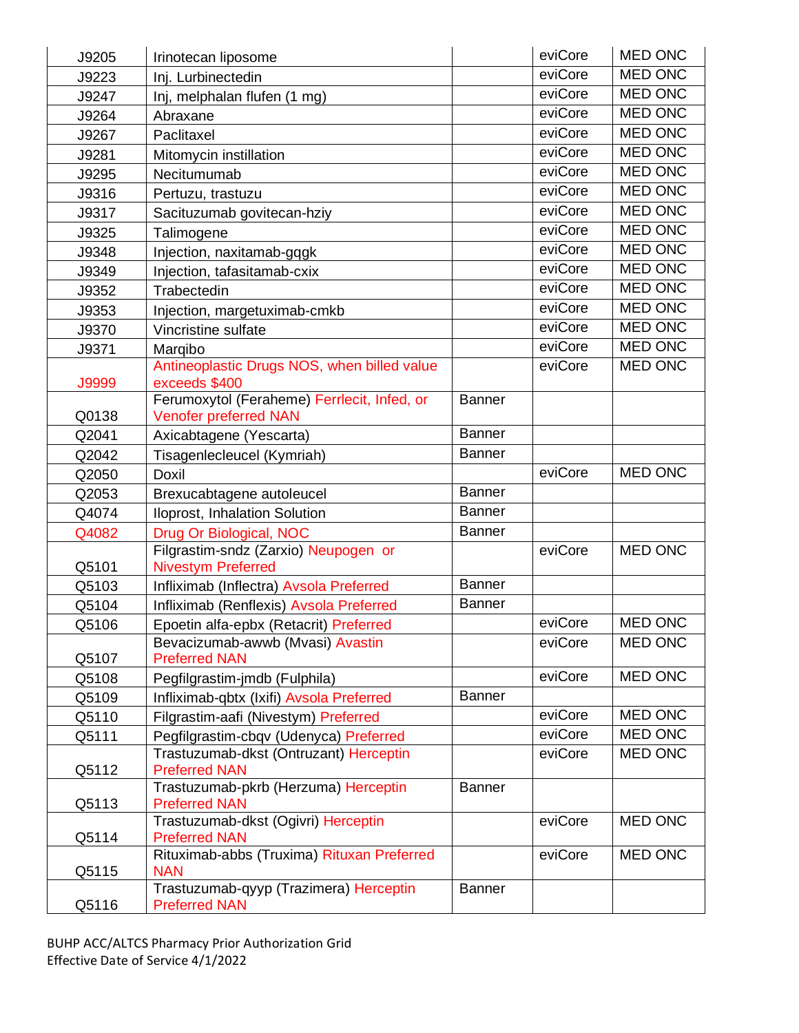| | | | | |
|---|---|---|---|---|
| J9205 | Irinotecan liposome | | eviCore | MED ONC |
| J9223 | Inj. Lurbinectedin | | eviCore | MED ONC |
| J9247 | Inj, melphalan flufen (1 mg) | | eviCore | MED ONC |
| J9264 | Abraxane | | eviCore | MED ONC |
| J9267 | Paclitaxel | | eviCore | MED ONC |
| J9281 | Mitomycin instillation | | eviCore | MED ONC |
| J9295 | Necitumumab | | eviCore | MED ONC |
| J9316 | Pertuzu, trastuzu | | eviCore | MED ONC |
| J9317 | Sacituzumab govitecan-hziy | | eviCore | MED ONC |
| J9325 | Talimogene | | eviCore | MED ONC |
| J9348 | Injection, naxitamab-gqgk | | eviCore | MED ONC |
| J9349 | Injection, tafasitamab-cxix | | eviCore | MED ONC |
| J9352 | Trabectedin | | eviCore | MED ONC |
| J9353 | Injection, margetuximab-cmkb | | eviCore | MED ONC |
| J9370 | Vincristine sulfate | | eviCore | MED ONC |
| J9371 | Marqibo | | eviCore | MED ONC |
| J9999 | Antineoplastic Drugs NOS, when billed value exceeds $400 | | eviCore | MED ONC |
| Q0138 | Ferumoxytol (Feraheme) Ferrlecit, Infed, or Venofer preferred NAN | Banner | | |
| Q2041 | Axicabtagene (Yescarta) | Banner | | |
| Q2042 | Tisagenlecleucel (Kymriah) | Banner | | |
| Q2050 | Doxil | | eviCore | MED ONC |
| Q2053 | Brexucabtagene autoleucel | Banner | | |
| Q4074 | Iloprost, Inhalation Solution | Banner | | |
| Q4082 | Drug Or Biological, NOC | Banner | | |
| Q5101 | Filgrastim-sndz (Zarxio) Neupogen or Nivestym Preferred | | eviCore | MED ONC |
| Q5103 | Infliximab (Inflectra) Avsola Preferred | Banner | | |
| Q5104 | Infliximab (Renflexis) Avsola Preferred | Banner | | |
| Q5106 | Epoetin alfa-epbx (Retacrit) Preferred | | eviCore | MED ONC |
| Q5107 | Bevacizumab-awwb (Mvasi) Avastin Preferred NAN | | eviCore | MED ONC |
| Q5108 | Pegfilgrastim-jmdb (Fulphila) | | eviCore | MED ONC |
| Q5109 | Infliximab-qbtx (Ixifi) Avsola Preferred | Banner | | |
| Q5110 | Filgrastim-aafi (Nivestym) Preferred | | eviCore | MED ONC |
| Q5111 | Pegfilgrastim-cbqv (Udenyca) Preferred | | eviCore | MED ONC |
| Q5112 | Trastuzumab-dkst (Ontruzant) Herceptin Preferred NAN | | eviCore | MED ONC |
| Q5113 | Trastuzumab-pkrb (Herzuma) Herceptin Preferred NAN | Banner | | |
| Q5114 | Trastuzumab-dkst (Ogivri) Herceptin Preferred NAN | | eviCore | MED ONC |
| Q5115 | Rituximab-abbs (Truxima) Rituxan Preferred NAN | | eviCore | MED ONC |
| Q5116 | Trastuzumab-qyyp (Trazimera) Herceptin Preferred NAN | Banner | | |

BUHP ACC/ALTCS Pharmacy Prior Authorization Grid
Effective Date of Service 4/1/2022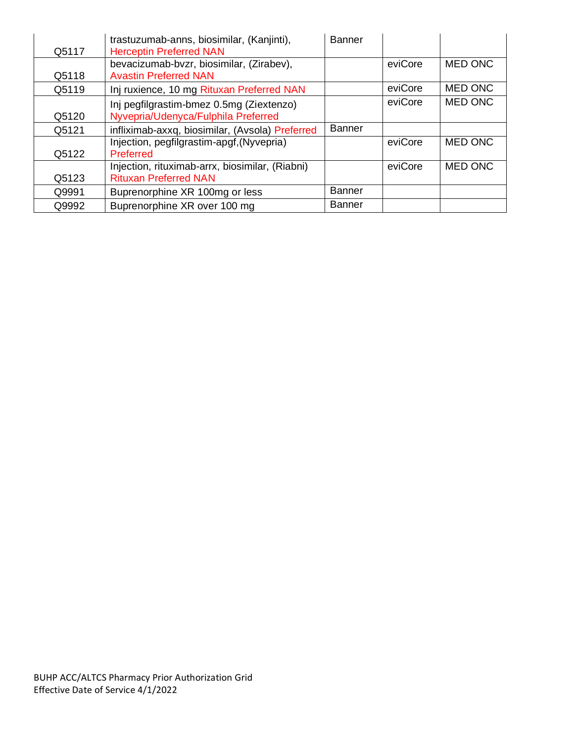| | | | | |
|---|---|---|---|---|
| Q5117 | trastuzumab-anns, biosimilar, (Kanjinti), Herceptin Preferred NAN | Banner | | |
| Q5118 | bevacizumab-bvzr, biosimilar, (Zirabev), Avastin Preferred NAN | | eviCore | MED ONC |
| Q5119 | Inj ruxience, 10 mg Rituxan Preferred NAN | | eviCore | MED ONC |
| Q5120 | Inj pegfilgrastim-bmez 0.5mg (Ziextenzo) Nyvepria/Udenyca/Fulphila Preferred | | eviCore | MED ONC |
| Q5121 | infliximab-axxq, biosimilar, (Avsola) Preferred | Banner | | |
| Q5122 | Injection, pegfilgrastim-apgf,(Nyvepria) Preferred | | eviCore | MED ONC |
| Q5123 | Injection, rituximab-arrx, biosimilar, (Riabni) Rituxan Preferred NAN | | eviCore | MED ONC |
| Q9991 | Buprenorphine XR 100mg or less | Banner | | |
| Q9992 | Buprenorphine XR over 100 mg | Banner | | |